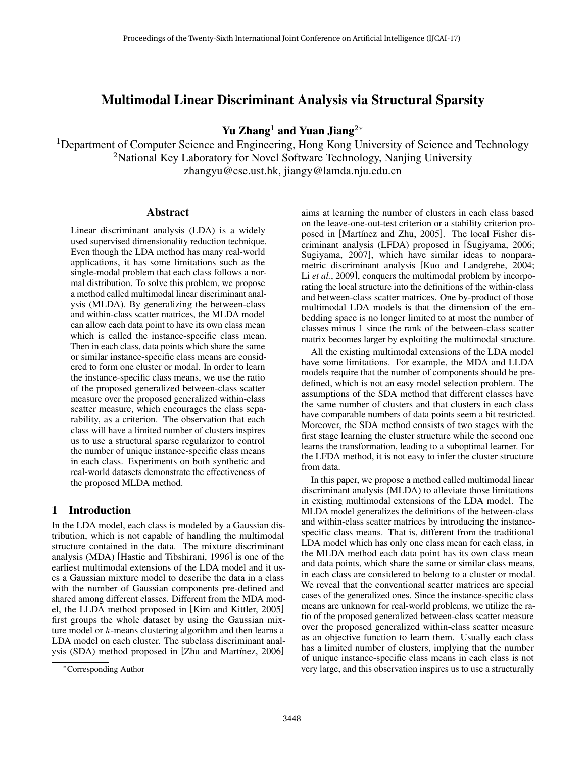# Multimodal Linear Discriminant Analysis via Structural Sparsity

**Yu Zhang**[1] **and Yuan Jiang**[2*]

[1]Department of Computer Science and Engineering, Hong Kong University of Science and Technology
[2]National Key Laboratory for Novel Software Technology, Nanjing University
zhangyu@cse.ust.hk, jiangy@lamda.nju.edu.cn

## Abstract

Linear discriminant analysis (LDA) is a widely used supervised dimensionality reduction technique. Even though the LDA method has many real-world applications, it has some limitations such as the single-modal problem that each class follows a normal distribution. To solve this problem, we propose a method called multimodal linear discriminant analysis (MLDA). By generalizing the between-class and within-class scatter matrices, the MLDA model can allow each data point to have its own class mean which is called the instance-specific class mean. Then in each class, data points which share the same or similar instance-specific class means are considered to form one cluster or modal. In order to learn the instance-specific class means, we use the ratio of the proposed generalized between-class scatter measure over the proposed generalized within-class scatter measure, which encourages the class separability, as a criterion. The observation that each class will have a limited number of clusters inspires us to use a structural sparse regularizor to control the number of unique instance-specific class means in each class. Experiments on both synthetic and real-world datasets demonstrate the effectiveness of the proposed MLDA method.

## 1 Introduction

In the LDA model, each class is modeled by a Gaussian distribution, which is not capable of handling the multimodal structure contained in the data. The mixture discriminant analysis (MDA) [Hastie and Tibshirani, 1996] is one of the earliest multimodal extensions of the LDA model and it uses a Gaussian mixture model to describe the data in a class with the number of Gaussian components pre-defined and shared among different classes. Different from the MDA model, the LLDA method proposed in [Kim and Kittler, 2005] first groups the whole dataset by using the Gaussian mixture model or $k$-means clustering algorithm and then learns a LDA model on each cluster. The subclass discriminant analysis (SDA) method proposed in [Zhu and Martínez, 2006] aims at learning the number of clusters in each class based on the leave-one-out-test criterion or a stability criterion proposed in [Martínez and Zhu, 2005]. The local Fisher discriminant analysis (LFDA) proposed in [Sugiyama, 2006; Sugiyama, 2007], which have similar ideas to nonparametric discriminant analysis [Kuo and Landgrebe, 2004; Li *et al.*, 2009], conquers the multimodal problem by incorporating the local structure into the definitions of the within-class and between-class scatter matrices. One by-product of those multimodal LDA models is that the dimension of the embedding space is no longer limited to at most the number of classes minus 1 since the rank of the between-class scatter matrix becomes larger by exploiting the multimodal structure.

All the existing multimodal extensions of the LDA model have some limitations. For example, the MDA and LLDA models require that the number of components should be predefined, which is not an easy model selection problem. The assumptions of the SDA method that different classes have the same number of clusters and that clusters in each class have comparable numbers of data points seem a bit restricted. Moreover, the SDA method consists of two stages with the first stage learning the cluster structure while the second one learns the transformation, leading to a suboptimal learner. For the LFDA method, it is not easy to infer the cluster structure from data.

In this paper, we propose a method called multimodal linear discriminant analysis (MLDA) to alleviate those limitations in existing multimodal extensions of the LDA model. The MLDA model generalizes the definitions of the between-class and within-class scatter matrices by introducing the instance-specific class means. That is, different from the traditional LDA model which has only one class mean for each class, in the MLDA method each data point has its own class mean and data points, which share the same or similar class means, in each class are considered to belong to a cluster or modal. We reveal that the conventional scatter matrices are special cases of the generalized ones. Since the instance-specific class means are unknown for real-world problems, we utilize the ratio of the proposed generalized between-class scatter measure over the proposed generalized within-class scatter measure as an objective function to learn them. Usually each class has a limited number of clusters, implying that the number of unique instance-specific class means in each class is not very large, and this observation inspires us to use a structurally

*Corresponding Author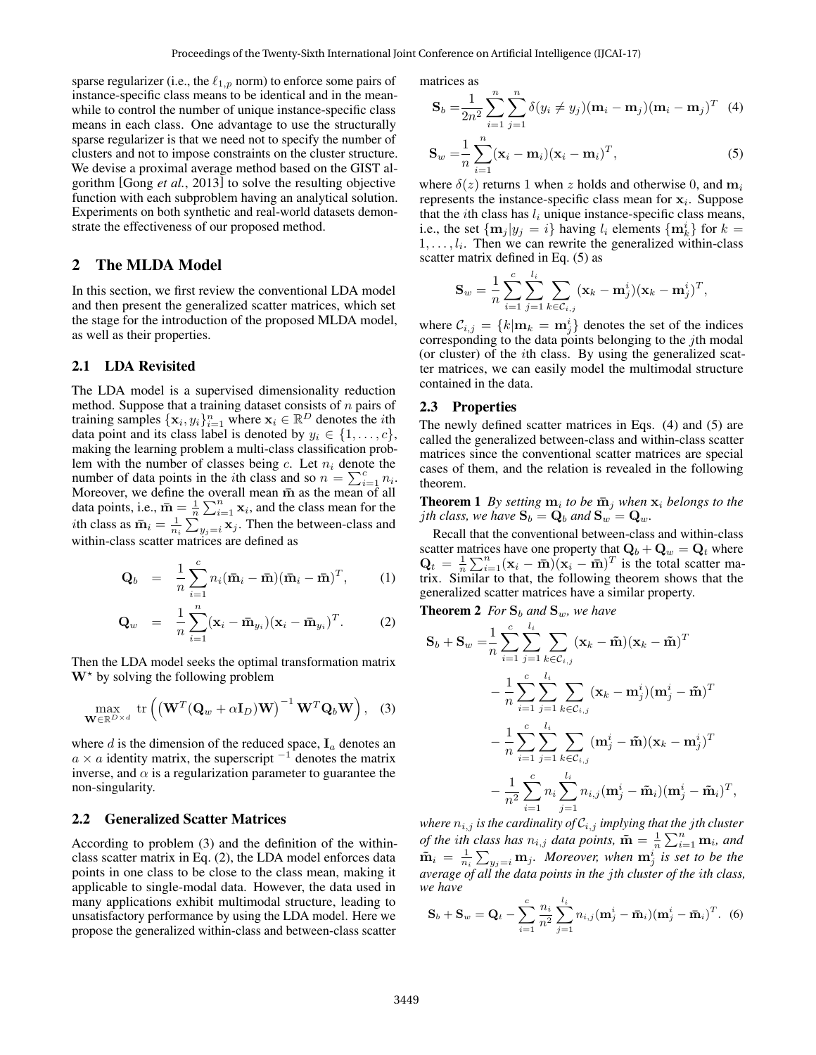sparse regularizer (i.e., the $\ell_{1,p}$ norm) to enforce some pairs of instance-specific class means to be identical and in the meanwhile to control the number of unique instance-specific class means in each class. One advantage to use the structurally sparse regularizer is that we need not to specify the number of clusters and not to impose constraints on the cluster structure. We devise a proximal average method based on the GIST algorithm [Gong *et al.*, 2013] to solve the resulting objective function with each subproblem having an analytical solution. Experiments on both synthetic and real-world datasets demonstrate the effectiveness of our proposed method.

## 2 The MLDA Model

In this section, we first review the conventional LDA model and then present the generalized scatter matrices, which set the stage for the introduction of the proposed MLDA model, as well as their properties.

### 2.1 LDA Revisited

The LDA model is a supervised dimensionality reduction method. Suppose that a training dataset consists of $n$ pairs of training samples $\{\mathbf{x}_i, y_i\}_{i=1}^n$ where $\mathbf{x}_i \in \mathbb{R}^D$ denotes the $i$th data point and its class label is denoted by $y_i \in \{1, \ldots, c\}$, making the learning problem a multi-class classification problem with the number of classes being $c$. Let $n_i$ denote the number of data points in the $i$th class and so $n = \sum_{i=1}^c n_i$. Moreover, we define the overall mean $\bar{\mathbf{m}}$ as the mean of all data points, i.e., $\bar{\mathbf{m}} = \frac{1}{n}\sum_{i=1}^n \mathbf{x}_i$, and the class mean for the $i$th class as $\bar{\mathbf{m}}_i = \frac{1}{n_i}\sum_{y_j=i}\mathbf{x}_j$. Then the between-class and within-class scatter matrices are defined as

$$\mathbf{Q}_b = \frac{1}{n}\sum_{i=1}^c n_i(\bar{\mathbf{m}}_i - \bar{\mathbf{m}})(\bar{\mathbf{m}}_i - \bar{\mathbf{m}})^T, \quad (1)$$

$$\mathbf{Q}_w = \frac{1}{n}\sum_{i=1}^n (\mathbf{x}_i - \bar{\mathbf{m}}_{y_i})(\mathbf{x}_i - \bar{\mathbf{m}}_{y_i})^T. \quad (2)$$

Then the LDA model seeks the optimal transformation matrix $\mathbf{W}^\star$ by solving the following problem

$$\max_{\mathbf{W}\in\mathbb{R}^{D\times d}} \operatorname{tr}\left(\left(\mathbf{W}^T(\mathbf{Q}_w + \alpha\mathbf{I}_D)\mathbf{W}\right)^{-1}\mathbf{W}^T\mathbf{Q}_b\mathbf{W}\right), \quad (3)$$

where $d$ is the dimension of the reduced space, $\mathbf{I}_a$ denotes an $a \times a$ identity matrix, the superscript $^{-1}$ denotes the matrix inverse, and $\alpha$ is a regularization parameter to guarantee the non-singularity.

### 2.2 Generalized Scatter Matrices

According to problem (3) and the definition of the within-class scatter matrix in Eq. (2), the LDA model enforces data points in one class to be close to the class mean, making it applicable to single-modal data. However, the data used in many applications exhibit multimodal structure, leading to unsatisfactory performance by using the LDA model. Here we propose the generalized within-class and between-class scatter matrices as

$$\mathbf{S}_b = \frac{1}{2n^2}\sum_{i=1}^n\sum_{j=1}^n \delta(y_i \neq y_j)(\mathbf{m}_i - \mathbf{m}_j)(\mathbf{m}_i - \mathbf{m}_j)^T \quad (4)$$

$$\mathbf{S}_w = \frac{1}{n}\sum_{i=1}^n (\mathbf{x}_i - \mathbf{m}_i)(\mathbf{x}_i - \mathbf{m}_i)^T, \quad (5)$$

where $\delta(z)$ returns 1 when $z$ holds and otherwise 0, and $\mathbf{m}_i$ represents the instance-specific class mean for $\mathbf{x}_i$. Suppose that the $i$th class has $l_i$ unique instance-specific class means, i.e., the set $\{\mathbf{m}_j | y_j = i\}$ having $l_i$ elements $\{\mathbf{m}_k^i\}$ for $k = 1, \ldots, l_i$. Then we can rewrite the generalized within-class scatter matrix defined in Eq. (5) as

$$\mathbf{S}_w = \frac{1}{n}\sum_{i=1}^c\sum_{j=1}^{l_i}\sum_{k\in\mathcal{C}_{i,j}} (\mathbf{x}_k - \mathbf{m}_j^i)(\mathbf{x}_k - \mathbf{m}_j^i)^T,$$

where $\mathcal{C}_{i,j} = \{k | \mathbf{m}_k = \mathbf{m}_j^i\}$ denotes the set of the indices corresponding to the data points belonging to the $j$th modal (or cluster) of the $i$th class. By using the generalized scatter matrices, we can easily model the multimodal structure contained in the data.

### 2.3 Properties

The newly defined scatter matrices in Eqs. (4) and (5) are called the generalized between-class and within-class scatter matrices since the conventional scatter matrices are special cases of them, and the relation is revealed in the following theorem.

**Theorem 1** *By setting $\mathbf{m}_i$ to be $\bar{\mathbf{m}}_j$ when $\mathbf{x}_i$ belongs to the $j$th class, we have $\mathbf{S}_b = \mathbf{Q}_b$ and $\mathbf{S}_w = \mathbf{Q}_w$.*

Recall that the conventional between-class and within-class scatter matrices have one property that $\mathbf{Q}_b + \mathbf{Q}_w = \mathbf{Q}_t$ where $\mathbf{Q}_t = \frac{1}{n}\sum_{i=1}^n(\mathbf{x}_i - \bar{\mathbf{m}})(\mathbf{x}_i - \bar{\mathbf{m}})^T$ is the total scatter matrix. Similar to that, the following theorem shows that the generalized scatter matrices have a similar property.

**Theorem 2** *For $\mathbf{S}_b$ and $\mathbf{S}_w$, we have*

$$\begin{aligned}
\mathbf{S}_b + \mathbf{S}_w =& \frac{1}{n}\sum_{i=1}^c\sum_{j=1}^{l_i}\sum_{k\in\mathcal{C}_{i,j}} (\mathbf{x}_k - \tilde{\mathbf{m}})(\mathbf{x}_k - \tilde{\mathbf{m}})^T \\
&- \frac{1}{n}\sum_{i=1}^c\sum_{j=1}^{l_i}\sum_{k\in\mathcal{C}_{i,j}} (\mathbf{x}_k - \mathbf{m}_j^i)(\mathbf{m}_j^i - \tilde{\mathbf{m}})^T \\
&- \frac{1}{n}\sum_{i=1}^c\sum_{j=1}^{l_i}\sum_{k\in\mathcal{C}_{i,j}} (\mathbf{m}_j^i - \tilde{\mathbf{m}})(\mathbf{x}_k - \mathbf{m}_j^i)^T \\
&- \frac{1}{n^2}\sum_{i=1}^c n_i\sum_{j=1}^{l_i} n_{i,j}(\mathbf{m}_j^i - \tilde{\mathbf{m}}_i)(\mathbf{m}_j^i - \tilde{\mathbf{m}}_i)^T,
\end{aligned}$$

*where $n_{i,j}$ is the cardinality of $\mathcal{C}_{i,j}$ implying that the $j$th cluster of the $i$th class has $n_{i,j}$ data points, $\tilde{\mathbf{m}} = \frac{1}{n}\sum_{i=1}^n \mathbf{m}_i$, and $\tilde{\mathbf{m}}_i = \frac{1}{n_i}\sum_{y_j=i}\mathbf{m}_j$. Moreover, when $\mathbf{m}_j^i$ is set to be the average of all the data points in the $j$th cluster of the $i$th class, we have*

$$\mathbf{S}_b + \mathbf{S}_w = \mathbf{Q}_t - \sum_{i=1}^c \frac{n_i}{n^2}\sum_{j=1}^{l_i} n_{i,j}(\mathbf{m}_j^i - \bar{\mathbf{m}}_i)(\mathbf{m}_j^i - \bar{\mathbf{m}}_i)^T. \quad (6)$$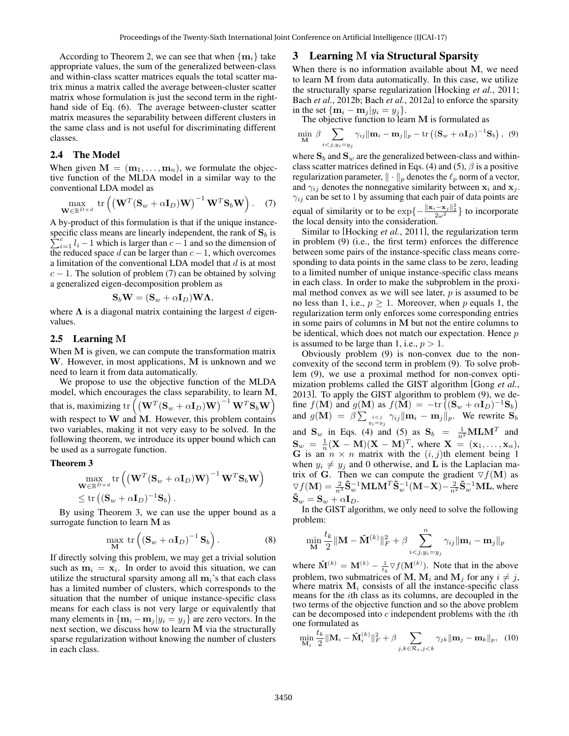According to Theorem 2, we can see that when $\{\mathbf{m}_i\}$ take appropriate values, the sum of the generalized between-class and within-class scatter matrices equals the total scatter matrix minus a matrix called the average between-cluster scatter matrix whose formulation is just the second term in the right-hand side of Eq. (6). The average between-cluster scatter matrix measures the separability between different clusters in the same class and is not useful for discriminating different classes.

### 2.4 The Model

When given $\mathbf{M} = (\mathbf{m}_1, \ldots, \mathbf{m}_n)$, we formulate the objective function of the MLDA model in a similar way to the conventional LDA model as

$$\max_{\mathbf{W} \in \mathbb{R}^{D \times d}} \operatorname{tr}\left(\left(\mathbf{W}^T(\mathbf{S}_w + \alpha \mathbf{I}_D)\mathbf{W}\right)^{-1} \mathbf{W}^T \mathbf{S}_b \mathbf{W}\right). \quad (7)$$

A by-product of this formulation is that if the unique instance-specific class means are linearly independent, the rank of $\mathbf{S}_b$ is $\sum_{i=1}^{c} l_i - 1$ which is larger than $c-1$ and so the dimension of the reduced space $d$ can be larger than $c-1$, which overcomes a limitation of the conventional LDA model that $d$ is at most $c-1$. The solution of problem (7) can be obtained by solving a generalized eigen-decomposition problem as

$$\mathbf{S}_b \mathbf{W} = (\mathbf{S}_w + \alpha \mathbf{I}_D)\mathbf{W}\mathbf{\Lambda},$$

where $\mathbf{\Lambda}$ is a diagonal matrix containing the largest $d$ eigenvalues.

### 2.5 Learning M

When $\mathbf{M}$ is given, we can compute the transformation matrix $\mathbf{W}$. However, in most applications, $\mathbf{M}$ is unknown and we need to learn it from data automatically.

We propose to use the objective function of the MLDA model, which encourages the class separability, to learn $\mathbf{M}$, that is, maximizing $\operatorname{tr}\left(\left(\mathbf{W}^T(\mathbf{S}_w + \alpha \mathbf{I}_D)\mathbf{W}\right)^{-1} \mathbf{W}^T \mathbf{S}_b \mathbf{W}\right)$ with respect to $\mathbf{W}$ and $\mathbf{M}$. However, this problem contains two variables, making it not very easy to be solved. In the following theorem, we introduce its upper bound which can be used as a surrogate function.

**Theorem 3**

$$\max_{\mathbf{W} \in \mathbb{R}^{D \times d}} \operatorname{tr}\left(\left(\mathbf{W}^T(\mathbf{S}_w + \alpha \mathbf{I}_D)\mathbf{W}\right)^{-1} \mathbf{W}^T \mathbf{S}_b \mathbf{W}\right) \leq \operatorname{tr}\left((\mathbf{S}_w + \alpha \mathbf{I}_D)^{-1}\mathbf{S}_b\right).$$

By using Theorem 3, we can use the upper bound as a surrogate function to learn $\mathbf{M}$ as

$$\max_{\mathbf{M}} \operatorname{tr}\left(\left(\mathbf{S}_w + \alpha \mathbf{I}_D\right)^{-1} \mathbf{S}_b\right). \quad (8)$$

If directly solving this problem, we may get a trivial solution such as $\mathbf{m}_i = \mathbf{x}_i$. In order to avoid this situation, we can utilize the structural sparsity among all $\mathbf{m}_i$'s that each class has a limited number of clusters, which corresponds to the situation that the number of unique instance-specific class means for each class is not very large or equivalently that many elements in $\{\mathbf{m}_i - \mathbf{m}_j | y_i = y_j\}$ are zero vectors. In the next section, we discuss how to learn $\mathbf{M}$ via the structurally sparse regularization without knowing the number of clusters in each class.

## 3 Learning M via Structural Sparsity

When there is no information available about $\mathbf{M}$, we need to learn $\mathbf{M}$ from data automatically. In this case, we utilize the structurally sparse regularization [Hocking *et al.*, 2011; Bach *et al.*, 2012b; Bach *et al.*, 2012a] to enforce the sparsity in the set $\{\mathbf{m}_i - \mathbf{m}_j | y_i = y_j\}$.

The objective function to learn $\mathbf{M}$ is formulated as

$$\min_{\mathbf{M}} \beta \sum_{i<j, y_i=y_j} \gamma_{ij} \|\mathbf{m}_i - \mathbf{m}_j\|_p - \operatorname{tr}\left((\mathbf{S}_w + \alpha \mathbf{I}_D)^{-1}\mathbf{S}_b\right), \quad (9)$$

where $\mathbf{S}_b$ and $\mathbf{S}_w$ are the generalized between-class and within-class scatter matrices defined in Eqs. (4) and (5), $\beta$ is a positive regularization parameter, $\|\cdot\|_p$ denotes the $\ell_p$ norm of a vector, and $\gamma_{ij}$ denotes the nonnegative similarity between $\mathbf{x}_i$ and $\mathbf{x}_j$. $\gamma_{ij}$ can be set to 1 by assuming that each pair of data points are equal of similarity or to be $\exp\{-\frac{\|\mathbf{x}_i - \mathbf{x}_j\|_2^2}{2\omega^2}\}$ to incorporate the local density into the consideration.

Similar to [Hocking *et al.*, 2011], the regularization term in problem (9) (i.e., the first term) enforces the difference between some pairs of the instance-specific class means corresponding to data points in the same class to be zero, leading to a limited number of unique instance-specific class means in each class. In order to make the subproblem in the proximal method convex as we will see later, $p$ is assumed to be no less than 1, i.e., $p \geq 1$. Moreover, when $p$ equals 1, the regularization term only enforces some corresponding entries in some pairs of columns in $\mathbf{M}$ but not the entire columns to be identical, which does not match our expectation. Hence $p$ is assumed to be large than 1, i.e., $p > 1$.

Obviously problem (9) is non-convex due to the non-convexity of the second term in problem (9). To solve problem (9), we use a proximal method for non-convex optimization problems called the GIST algorithm [Gong *et al.*, 2013]. To apply the GIST algorithm to problem (9), we define $f(\mathbf{M})$ and $g(\mathbf{M})$ as $f(\mathbf{M}) = -\operatorname{tr}\left((\mathbf{S}_w + \alpha \mathbf{I}_D)^{-1}\mathbf{S}_b\right)$ and $g(\mathbf{M}) = \beta \sum_{\substack{i<j \\ y_i=y_j}} \gamma_{ij} \|\mathbf{m}_i - \mathbf{m}_j\|_p$. We rewrite $\mathbf{S}_b$ and $\mathbf{S}_w$ in Eqs. (4) and (5) as $\mathbf{S}_b = \frac{1}{n^2}\mathbf{M}\mathbf{L}\mathbf{M}^T$ and $\mathbf{S}_w = \frac{1}{n}(\mathbf{X} - \mathbf{M})(\mathbf{X} - \mathbf{M})^T$, where $\mathbf{X} = (\mathbf{x}_1, \ldots, \mathbf{x}_n)$, $\mathbf{G}$ is an $n \times n$ matrix with the $(i,j)$th element being 1 when $y_i \neq y_j$ and 0 otherwise, and $\mathbf{L}$ is the Laplacian matrix of $\mathbf{G}$. Then we can compute the gradient $\nabla f(\mathbf{M})$ as $\nabla f(\mathbf{M}) = \frac{2}{n^3}\tilde{\mathbf{S}}_w^{-1}\mathbf{M}\mathbf{L}\mathbf{M}^T\tilde{\mathbf{S}}_w^{-1}(\mathbf{M} - \mathbf{X}) - \frac{2}{n^2}\tilde{\mathbf{S}}_w^{-1}\mathbf{M}\mathbf{L}$, where $\tilde{\mathbf{S}}_w = \mathbf{S}_w + \alpha \mathbf{I}_D$.

In the GIST algorithm, we only need to solve the following problem:

$$\min_{\mathbf{M}} \frac{t_k}{2}\|\mathbf{M} - \hat{\mathbf{M}}^{(k)}\|_F^2 + \beta \sum_{i<j, y_i=y_j}^{n} \gamma_{ij} \|\mathbf{m}_i - \mathbf{m}_j\|_p$$

where $\hat{\mathbf{M}}^{(k)} = \mathbf{M}^{(k)} - \frac{1}{t_k}\nabla f(\mathbf{M}^{(k)})$. Note that in the above problem, two submatrices of $\mathbf{M}$, $\mathbf{M}_i$ and $\mathbf{M}_j$ for any $i \neq j$, where matrix $\mathbf{M}_i$ consists of all the instance-specific class means for the $i$th class as its columns, are decoupled in the two terms of the objective function and so the above problem can be decomposed into $c$ independent problems with the $i$th one formulated as

$$\min_{\mathbf{M}_i} \frac{t_k}{2}\|\mathbf{M}_i - \hat{\mathbf{M}}_i^{(k)}\|_F^2 + \beta \sum_{j,k \in \mathcal{R}_i, j<k} \gamma_{jk} \|\mathbf{m}_j - \mathbf{m}_k\|_p, \quad (10)$$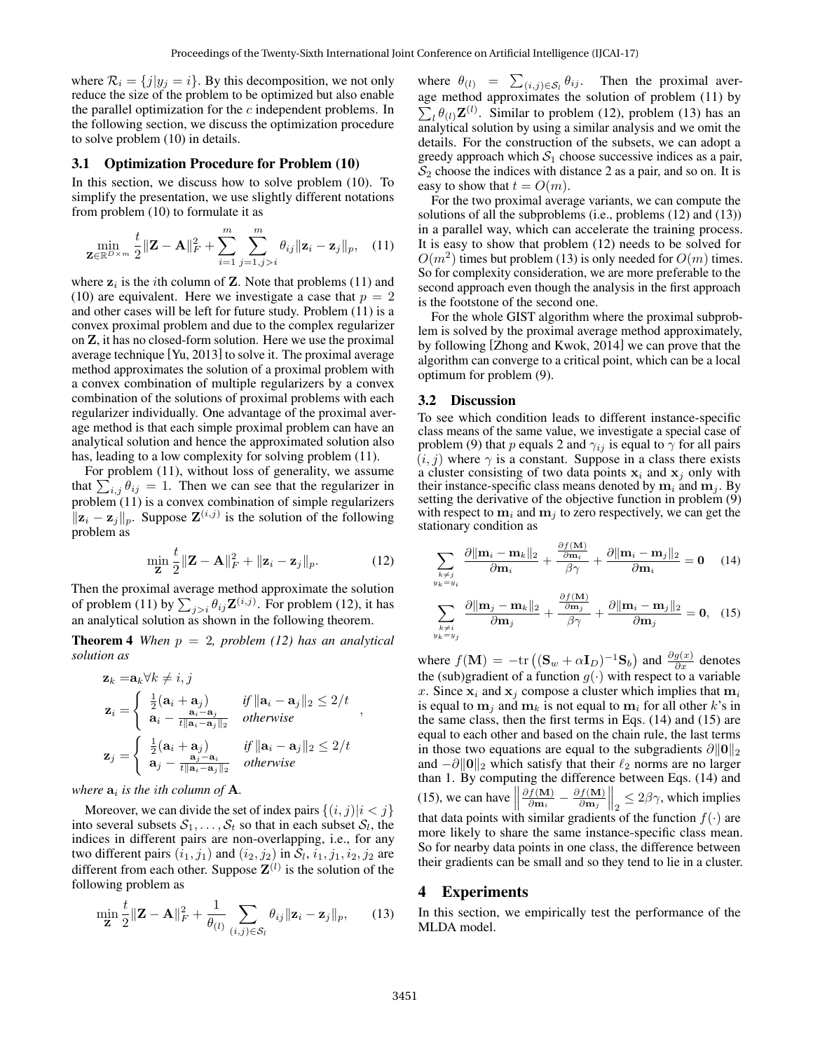where $\mathcal{R}_i = \{j | y_j = i\}$. By this decomposition, we not only reduce the size of the problem to be optimized but also enable the parallel optimization for the $c$ independent problems. In the following section, we discuss the optimization procedure to solve problem (10) in details.

### 3.1 Optimization Procedure for Problem (10)

In this section, we discuss how to solve problem (10). To simplify the presentation, we use slightly different notations from problem (10) to formulate it as

$$\min_{\mathbf{Z} \in \mathbb{R}^{D \times m}} \frac{t}{2} \|\mathbf{Z} - \mathbf{A}\|_F^2 + \sum_{i=1}^{m} \sum_{j=1, j>i}^{m} \theta_{ij} \|\mathbf{z}_i - \mathbf{z}_j\|_p, \quad (11)$$

where $\mathbf{z}_i$ is the $i$th column of $\mathbf{Z}$. Note that problems (11) and (10) are equivalent. Here we investigate a case that $p = 2$ and other cases will be left for future study. Problem (11) is a convex proximal problem and due to the complex regularizer on $\mathbf{Z}$, it has no closed-form solution. Here we use the proximal average technique [Yu, 2013] to solve it. The proximal average method approximates the solution of a proximal problem with a convex combination of multiple regularizers by a convex combination of the solutions of proximal problems with each regularizer individually. One advantage of the proximal average method is that each simple proximal problem can have an analytical solution and hence the approximated solution also has, leading to a low complexity for solving problem (11).

For problem (11), without loss of generality, we assume that $\sum_{i,j} \theta_{ij} = 1$. Then we can see that the regularizer in problem (11) is a convex combination of simple regularizers $\|\mathbf{z}_i - \mathbf{z}_j\|_p$. Suppose $\mathbf{Z}^{(i,j)}$ is the solution of the following problem as

$$\min_{\mathbf{Z}} \frac{t}{2} \|\mathbf{Z} - \mathbf{A}\|_F^2 + \|\mathbf{z}_i - \mathbf{z}_j\|_p. \quad (12)$$

Then the proximal average method approximate the solution of problem (11) by $\sum_{j>i} \theta_{ij} \mathbf{Z}^{(i,j)}$. For problem (12), it has an analytical solution as shown in the following theorem.

**Theorem 4** *When $p = 2$, problem (12) has an analytical solution as*

$$\mathbf{z}_k = \mathbf{a}_k \forall k \neq i, j$$

$$\mathbf{z}_i = \begin{cases} \frac{1}{2}(\mathbf{a}_i + \mathbf{a}_j) & \textit{if } \|\mathbf{a}_i - \mathbf{a}_j\|_2 \leq 2/t \\ \mathbf{a}_i - \frac{\mathbf{a}_i - \mathbf{a}_j}{t\|\mathbf{a}_i - \mathbf{a}_j\|_2} & \textit{otherwise} \end{cases},$$

$$\mathbf{z}_j = \begin{cases} \frac{1}{2}(\mathbf{a}_i + \mathbf{a}_j) & \textit{if } \|\mathbf{a}_i - \mathbf{a}_j\|_2 \leq 2/t \\ \mathbf{a}_j - \frac{\mathbf{a}_j - \mathbf{a}_i}{t\|\mathbf{a}_i - \mathbf{a}_j\|_2} & \textit{otherwise} \end{cases}$$

*where $\mathbf{a}_i$ is the ith column of $\mathbf{A}$.*

Moreover, we can divide the set of index pairs $\{(i, j) | i < j\}$ into several subsets $\mathcal{S}_1, \ldots, \mathcal{S}_t$ so that in each subset $\mathcal{S}_l$, the indices in different pairs are non-overlapping, i.e., for any two different pairs $(i_1, j_1)$ and $(i_2, j_2)$ in $\mathcal{S}_l$, $i_1, j_1, i_2, j_2$ are different from each other. Suppose $\mathbf{Z}^{(l)}$ is the solution of the following problem as

$$\min_{\mathbf{Z}} \frac{t}{2} \|\mathbf{Z} - \mathbf{A}\|_F^2 + \frac{1}{\theta_{(l)}} \sum_{(i,j) \in \mathcal{S}_l} \theta_{ij} \|\mathbf{z}_i - \mathbf{z}_j\|_p, \quad (13)$$

where $\theta_{(l)} = \sum_{(i,j) \in \mathcal{S}_l} \theta_{ij}$. Then the proximal average method approximates the solution of problem (11) by $\sum_l \theta_{(l)} \mathbf{Z}^{(l)}$. Similar to problem (12), problem (13) has an analytical solution by using a similar analysis and we omit the details. For the construction of the subsets, we can adopt a greedy approach which $\mathcal{S}_1$ choose successive indices as a pair, $\mathcal{S}_2$ choose the indices with distance 2 as a pair, and so on. It is easy to show that $t = O(m)$.

For the two proximal average variants, we can compute the solutions of all the subproblems (i.e., problems (12) and (13)) in a parallel way, which can accelerate the training process. It is easy to show that problem (12) needs to be solved for $O(m^2)$ times but problem (13) is only needed for $O(m)$ times. So for complexity consideration, we are more preferable to the second approach even though the analysis in the first approach is the footstone of the second one.

For the whole GIST algorithm where the proximal subproblem is solved by the proximal average method approximately, by following [Zhong and Kwok, 2014] we can prove that the algorithm can converge to a critical point, which can be a local optimum for problem (9).

### 3.2 Discussion

To see which condition leads to different instance-specific class means of the same value, we investigate a special case of problem (9) that $p$ equals 2 and $\gamma_{ij}$ is equal to $\gamma$ for all pairs $(i, j)$ where $\gamma$ is a constant. Suppose in a class there exists a cluster consisting of two data points $\mathbf{x}_i$ and $\mathbf{x}_j$ only with their instance-specific class means denoted by $\mathbf{m}_i$ and $\mathbf{m}_j$. By setting the derivative of the objective function in problem (9) with respect to $\mathbf{m}_i$ and $\mathbf{m}_j$ to zero respectively, we can get the stationary condition as

$$\sum_{\substack{k \neq j \\ y_k = y_i}} \frac{\partial \|\mathbf{m}_i - \mathbf{m}_k\|_2}{\partial \mathbf{m}_i} + \frac{\frac{\partial f(\mathbf{M})}{\partial \mathbf{m}_i}}{\beta\gamma} + \frac{\partial \|\mathbf{m}_i - \mathbf{m}_j\|_2}{\partial \mathbf{m}_i} = \mathbf{0} \quad (14)$$

$$\sum_{\substack{k \neq i \\ y_k = y_j}} \frac{\partial \|\mathbf{m}_j - \mathbf{m}_k\|_2}{\partial \mathbf{m}_j} + \frac{\frac{\partial f(\mathbf{M})}{\partial \mathbf{m}_j}}{\beta\gamma} + \frac{\partial \|\mathbf{m}_i - \mathbf{m}_j\|_2}{\partial \mathbf{m}_j} = \mathbf{0}, \quad (15)$$

where $f(\mathbf{M}) = -\mathrm{tr}\left((\mathbf{S}_w + \alpha \mathbf{I}_D)^{-1} \mathbf{S}_b\right)$ and $\frac{\partial g(x)}{\partial x}$ denotes the (sub)gradient of a function $g(\cdot)$ with respect to a variable $x$. Since $\mathbf{x}_i$ and $\mathbf{x}_j$ compose a cluster which implies that $\mathbf{m}_i$ is equal to $\mathbf{m}_j$ and $\mathbf{m}_k$ is not equal to $\mathbf{m}_i$ for all other $k$'s in the same class, then the first terms in Eqs. (14) and (15) are equal to each other and based on the chain rule, the last terms in those two equations are equal to the subgradients $\partial \|\mathbf{0}\|_2$ and $-\partial \|\mathbf{0}\|_2$ which satisfy that their $\ell_2$ norms are no larger than 1. By computing the difference between Eqs. (14) and (15), we can have $\left\| \frac{\partial f(\mathbf{M})}{\partial \mathbf{m}_i} - \frac{\partial f(\mathbf{M})}{\partial \mathbf{m}_j} \right\|_2 \leq 2\beta\gamma$, which implies that data points with similar gradients of the function $f(\cdot)$ are more likely to share the same instance-specific class mean. So for nearby data points in one class, the difference between their gradients can be small and so they tend to lie in a cluster.

## 4 Experiments

In this section, we empirically test the performance of the MLDA model.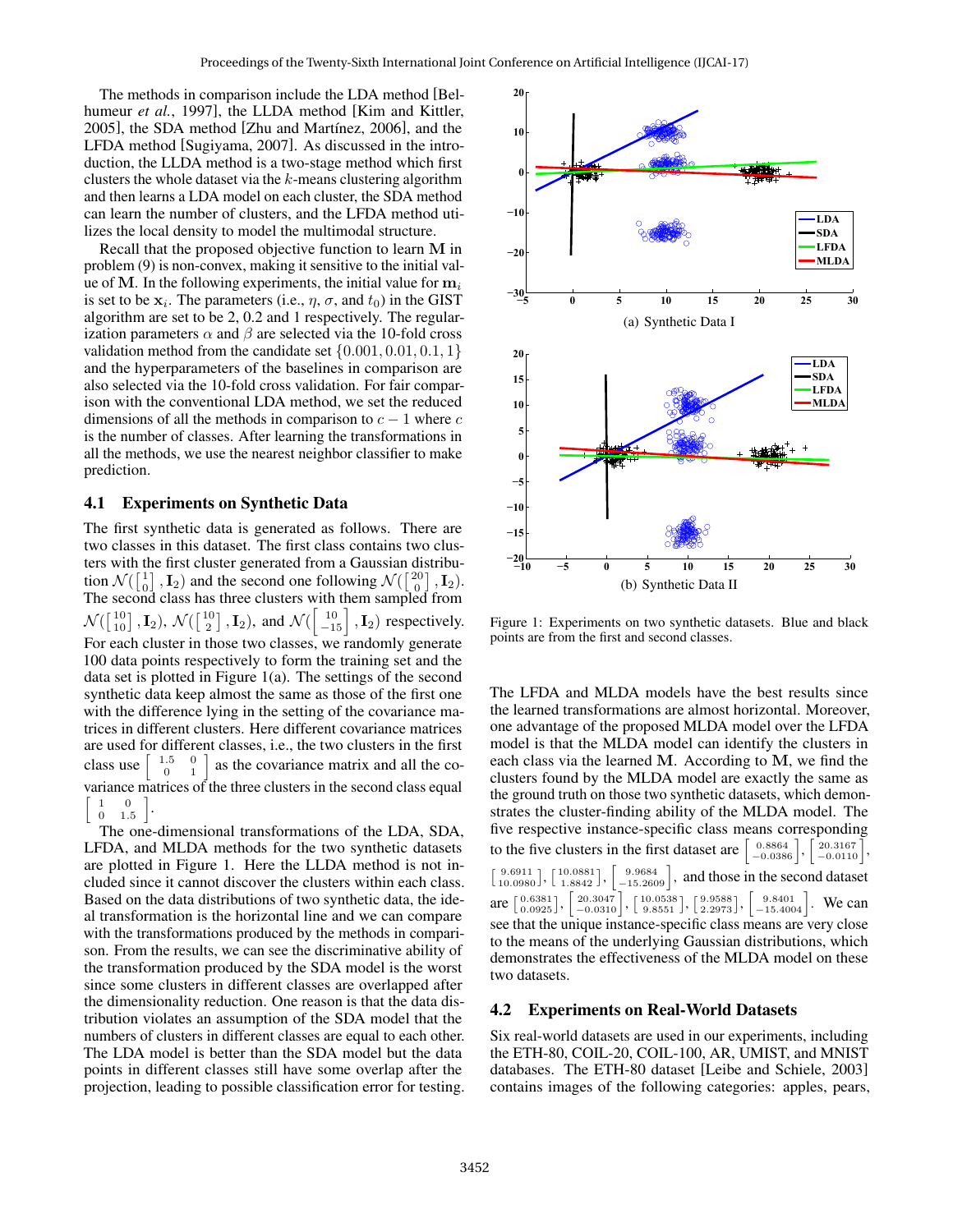The methods in comparison include the LDA method [Belhumeur *et al.*, 1997], the LLDA method [Kim and Kittler, 2005], the SDA method [Zhu and Martínez, 2006], and the LFDA method [Sugiyama, 2007]. As discussed in the introduction, the LLDA method is a two-stage method which first clusters the whole dataset via the $k$-means clustering algorithm and then learns a LDA model on each cluster, the SDA method can learn the number of clusters, and the LFDA method utilizes the local density to model the multimodal structure.

Recall that the proposed objective function to learn $\mathbf{M}$ in problem (9) is non-convex, making it sensitive to the initial value of $\mathbf{M}$. In the following experiments, the initial value for $\mathbf{m}_i$ is set to be $\mathbf{x}_i$. The parameters (i.e., $\eta$, $\sigma$, and $t_0$) in the GIST algorithm are set to be 2, 0.2 and 1 respectively. The regularization parameters $\alpha$ and $\beta$ are selected via the 10-fold cross validation method from the candidate set $\{0.001, 0.01, 0.1, 1\}$ and the hyperparameters of the baselines in comparison are also selected via the 10-fold cross validation. For fair comparison with the conventional LDA method, we set the reduced dimensions of all the methods in comparison to $c - 1$ where $c$ is the number of classes. After learning the transformations in all the methods, we use the nearest neighbor classifier to make prediction.

### 4.1 Experiments on Synthetic Data

The first synthetic data is generated as follows. There are two classes in this dataset. The first class contains two clusters with the first cluster generated from a Gaussian distribution $\mathcal{N}(\left[\begin{smallmatrix}1\\0\end{smallmatrix}\right], \mathbf{I}_2)$ and the second one following $\mathcal{N}(\left[\begin{smallmatrix}20\\0\end{smallmatrix}\right], \mathbf{I}_2)$. The second class has three clusters with them sampled from $\mathcal{N}(\left[\begin{smallmatrix}10\\10\end{smallmatrix}\right], \mathbf{I}_2)$, $\mathcal{N}(\left[\begin{smallmatrix}10\\2\end{smallmatrix}\right], \mathbf{I}_2)$, and $\mathcal{N}(\left[\begin{smallmatrix}10\\-15\end{smallmatrix}\right], \mathbf{I}_2)$ respectively. For each cluster in those two classes, we randomly generate 100 data points respectively to form the training set and the data set is plotted in Figure 1(a). The settings of the second synthetic data keep almost the same as those of the first one with the difference lying in the setting of the covariance matrices in different clusters. Here different covariance matrices are used for different classes, i.e., the two clusters in the first class use $\left[\begin{smallmatrix}1.5 & 0\\0 & 1\end{smallmatrix}\right]$ as the covariance matrix and all the covariance matrices of the three clusters in the second class equal $\left[\begin{smallmatrix}1 & 0\\0 & 1.5\end{smallmatrix}\right]$.

The one-dimensional transformations of the LDA, SDA, LFDA, and MLDA methods for the two synthetic datasets are plotted in Figure 1. Here the LLDA method is not included since it cannot discover the clusters within each class. Based on the data distributions of two synthetic data, the ideal transformation is the horizontal line and we can compare with the transformations produced by the methods in comparison. From the results, we can see the discriminative ability of the transformation produced by the SDA model is the worst since some clusters in different classes are overlapped after the dimensionality reduction. One reason is that the data distribution violates an assumption of the SDA model that the numbers of clusters in different classes are equal to each other. The LDA model is better than the SDA model but the data points in different classes still have some overlap after the projection, leading to possible classification error for testing.

(a) Synthetic Data I

(b) Synthetic Data II

Figure 1: Experiments on two synthetic datasets. Blue and black points are from the first and second classes.

The LFDA and MLDA models have the best results since the learned transformations are almost horizontal. Moreover, one advantage of the proposed MLDA model over the LFDA model is that the MLDA model can identify the clusters in each class via the learned $\mathbf{M}$. According to $\mathbf{M}$, we find the clusters found by the MLDA model are exactly the same as the ground truth on those two synthetic datasets, which demonstrates the cluster-finding ability of the MLDA model. The five respective instance-specific class means corresponding to the five clusters in the first dataset are $\left[\begin{smallmatrix}0.8864\\-0.0386\end{smallmatrix}\right]$, $\left[\begin{smallmatrix}20.3167\\-0.0110\end{smallmatrix}\right]$, $\left[\begin{smallmatrix}9.6911\\10.0980\end{smallmatrix}\right]$, $\left[\begin{smallmatrix}10.0881\\1.8842\end{smallmatrix}\right]$, $\left[\begin{smallmatrix}9.9684\\-15.2609\end{smallmatrix}\right]$, and those in the second dataset are $\left[\begin{smallmatrix}0.6381\\0.0925\end{smallmatrix}\right]$, $\left[\begin{smallmatrix}20.3047\\-0.0310\end{smallmatrix}\right]$, $\left[\begin{smallmatrix}10.0538\\9.8551\end{smallmatrix}\right]$, $\left[\begin{smallmatrix}9.9588\\2.2973\end{smallmatrix}\right]$, $\left[\begin{smallmatrix}9.8401\\-15.4004\end{smallmatrix}\right]$. We can see that the unique instance-specific class means are very close to the means of the underlying Gaussian distributions, which demonstrates the effectiveness of the MLDA model on these two datasets.

### 4.2 Experiments on Real-World Datasets

Six real-world datasets are used in our experiments, including the ETH-80, COIL-20, COIL-100, AR, UMIST, and MNIST databases. The ETH-80 dataset [Leibe and Schiele, 2003] contains images of the following categories: apples, pears,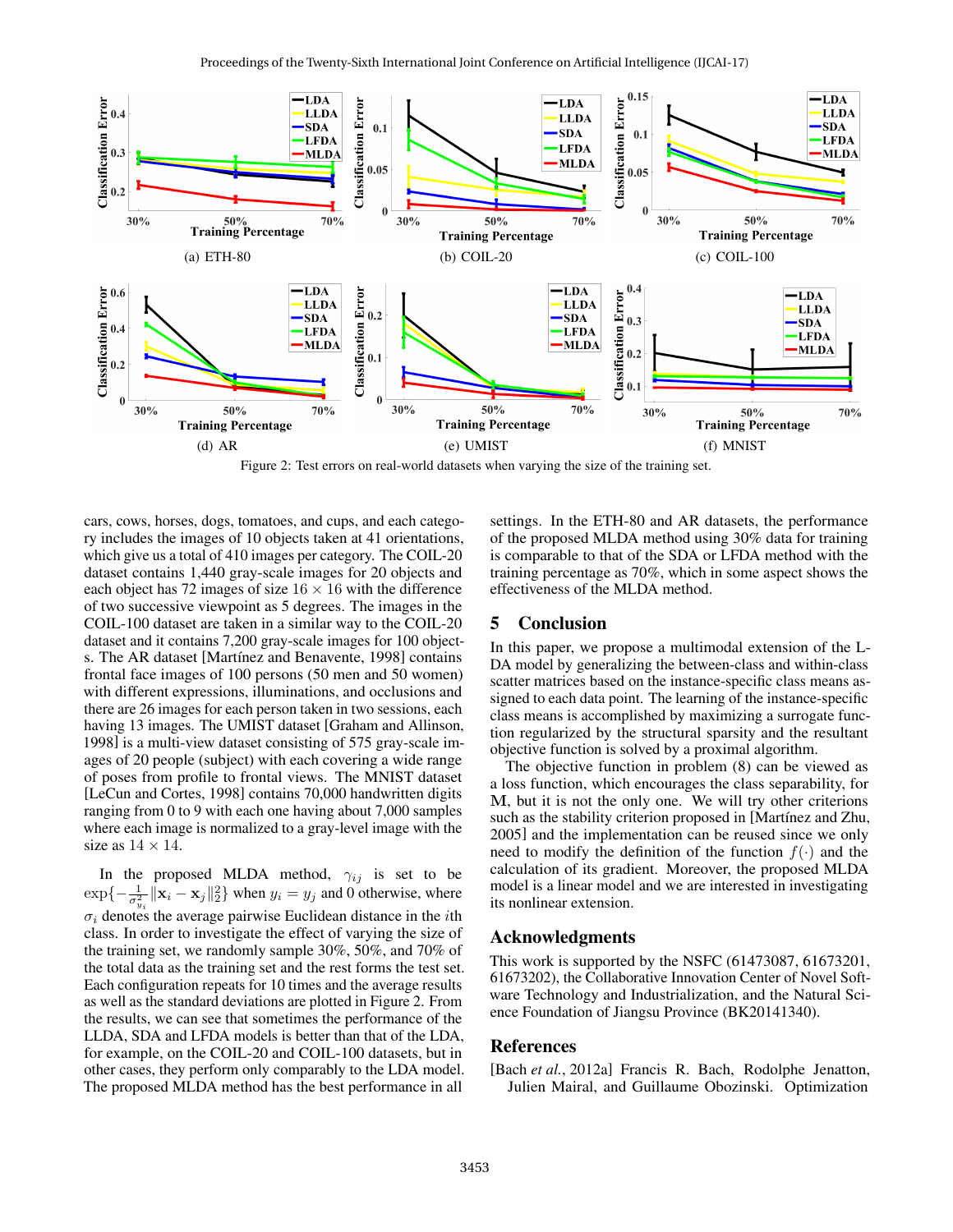Figure 2: Test errors on real-world datasets when varying the size of the training set.

cars, cows, horses, dogs, tomatoes, and cups, and each category includes the images of 10 objects taken at 41 orientations, which give us a total of 410 images per category. The COIL-20 dataset contains 1,440 gray-scale images for 20 objects and each object has 72 images of size $16 \times 16$ with the difference of two successive viewpoint as 5 degrees. The images in the COIL-100 dataset are taken in a similar way to the COIL-20 dataset and it contains 7,200 gray-scale images for 100 objects. The AR dataset [Martínez and Benavente, 1998] contains frontal face images of 100 persons (50 men and 50 women) with different expressions, illuminations, and occlusions and there are 26 images for each person taken in two sessions, each having 13 images. The UMIST dataset [Graham and Allinson, 1998] is a multi-view dataset consisting of 575 gray-scale images of 20 people (subject) with each covering a wide range of poses from profile to frontal views. The MNIST dataset [LeCun and Cortes, 1998] contains 70,000 handwritten digits ranging from 0 to 9 with each one having about 7,000 samples where each image is normalized to a gray-level image with the size as $14 \times 14$.

In the proposed MLDA method, $\gamma_{ij}$ is set to be $\exp\{-\frac{1}{\sigma_{y_i}^2}\|\mathbf{x}_i - \mathbf{x}_j\|_2^2\}$ when $y_i = y_j$ and 0 otherwise, where $\sigma_i$ denotes the average pairwise Euclidean distance in the $i$th class. In order to investigate the effect of varying the size of the training set, we randomly sample 30%, 50%, and 70% of the total data as the training set and the rest forms the test set. Each configuration repeats for 10 times and the average results as well as the standard deviations are plotted in Figure 2. From the results, we can see that sometimes the performance of the LLDA, SDA and LFDA models is better than that of the LDA, for example, on the COIL-20 and COIL-100 datasets, but in other cases, they perform only comparably to the LDA model. The proposed MLDA method has the best performance in all settings. In the ETH-80 and AR datasets, the performance of the proposed MLDA method using 30% data for training is comparable to that of the SDA or LFDA method with the training percentage as 70%, which in some aspect shows the effectiveness of the MLDA method.

## 5 Conclusion

In this paper, we propose a multimodal extension of the LDA model by generalizing the between-class and within-class scatter matrices based on the instance-specific class means assigned to each data point. The learning of the instance-specific class means is accomplished by maximizing a surrogate function regularized by the structural sparsity and the resultant objective function is solved by a proximal algorithm.

The objective function in problem (8) can be viewed as a loss function, which encourages the class separability, for M, but it is not the only one. We will try other criterions such as the stability criterion proposed in [Martínez and Zhu, 2005] and the implementation can be reused since we only need to modify the definition of the function $f(\cdot)$ and the calculation of its gradient. Moreover, the proposed MLDA model is a linear model and we are interested in investigating its nonlinear extension.

## Acknowledgments

This work is supported by the NSFC (61473087, 61673201, 61673202), the Collaborative Innovation Center of Novel Software Technology and Industrialization, and the Natural Science Foundation of Jiangsu Province (BK20141340).

## References

[Bach *et al.*, 2012a] Francis R. Bach, Rodolphe Jenatton, Julien Mairal, and Guillaume Obozinski. Optimization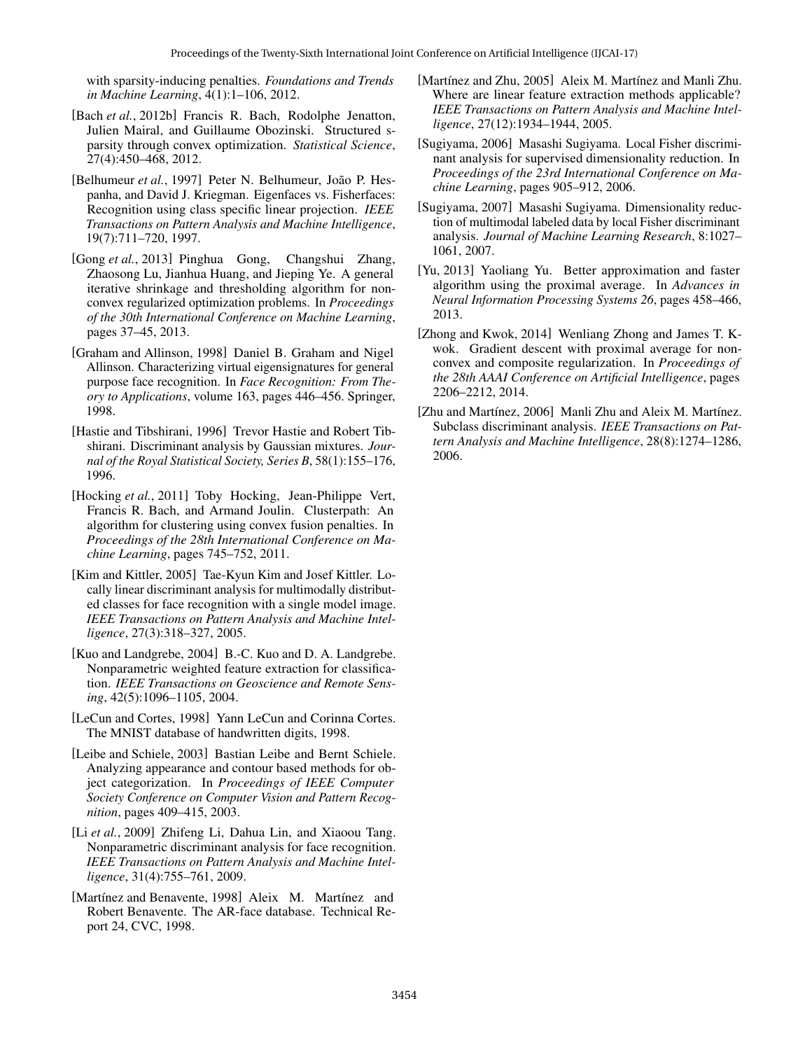with sparsity-inducing penalties. *Foundations and Trends in Machine Learning*, 4(1):1–106, 2012.

[Bach *et al.*, 2012b] Francis R. Bach, Rodolphe Jenatton, Julien Mairal, and Guillaume Obozinski. Structured sparsity through convex optimization. *Statistical Science*, 27(4):450–468, 2012.

[Belhumeur *et al.*, 1997] Peter N. Belhumeur, João P. Hespanha, and David J. Kriegman. Eigenfaces vs. Fisherfaces: Recognition using class specific linear projection. *IEEE Transactions on Pattern Analysis and Machine Intelligence*, 19(7):711–720, 1997.

[Gong *et al.*, 2013] Pinghua Gong, Changshui Zhang, Zhaosong Lu, Jianhua Huang, and Jieping Ye. A general iterative shrinkage and thresholding algorithm for nonconvex regularized optimization problems. In *Proceedings of the 30th International Conference on Machine Learning*, pages 37–45, 2013.

[Graham and Allinson, 1998] Daniel B. Graham and Nigel Allinson. Characterizing virtual eigensignatures for general purpose face recognition. In *Face Recognition: From Theory to Applications*, volume 163, pages 446–456. Springer, 1998.

[Hastie and Tibshirani, 1996] Trevor Hastie and Robert Tibshirani. Discriminant analysis by Gaussian mixtures. *Journal of the Royal Statistical Society, Series B*, 58(1):155–176, 1996.

[Hocking *et al.*, 2011] Toby Hocking, Jean-Philippe Vert, Francis R. Bach, and Armand Joulin. Clusterpath: An algorithm for clustering using convex fusion penalties. In *Proceedings of the 28th International Conference on Machine Learning*, pages 745–752, 2011.

[Kim and Kittler, 2005] Tae-Kyun Kim and Josef Kittler. Locally linear discriminant analysis for multimodally distributed classes for face recognition with a single model image. *IEEE Transactions on Pattern Analysis and Machine Intelligence*, 27(3):318–327, 2005.

[Kuo and Landgrebe, 2004] B.-C. Kuo and D. A. Landgrebe. Nonparametric weighted feature extraction for classification. *IEEE Transactions on Geoscience and Remote Sensing*, 42(5):1096–1105, 2004.

[LeCun and Cortes, 1998] Yann LeCun and Corinna Cortes. The MNIST database of handwritten digits, 1998.

[Leibe and Schiele, 2003] Bastian Leibe and Bernt Schiele. Analyzing appearance and contour based methods for object categorization. In *Proceedings of IEEE Computer Society Conference on Computer Vision and Pattern Recognition*, pages 409–415, 2003.

[Li *et al.*, 2009] Zhifeng Li, Dahua Lin, and Xiaoou Tang. Nonparametric discriminant analysis for face recognition. *IEEE Transactions on Pattern Analysis and Machine Intelligence*, 31(4):755–761, 2009.

[Martínez and Benavente, 1998] Aleix M. Martínez and Robert Benavente. The AR-face database. Technical Report 24, CVC, 1998.

[Martínez and Zhu, 2005] Aleix M. Martínez and Manli Zhu. Where are linear feature extraction methods applicable? *IEEE Transactions on Pattern Analysis and Machine Intelligence*, 27(12):1934–1944, 2005.

[Sugiyama, 2006] Masashi Sugiyama. Local Fisher discriminant analysis for supervised dimensionality reduction. In *Proceedings of the 23rd International Conference on Machine Learning*, pages 905–912, 2006.

[Sugiyama, 2007] Masashi Sugiyama. Dimensionality reduction of multimodal labeled data by local Fisher discriminant analysis. *Journal of Machine Learning Research*, 8:1027–1061, 2007.

[Yu, 2013] Yaoliang Yu. Better approximation and faster algorithm using the proximal average. In *Advances in Neural Information Processing Systems 26*, pages 458–466, 2013.

[Zhong and Kwok, 2014] Wenliang Zhong and James T. Kwok. Gradient descent with proximal average for nonconvex and composite regularization. In *Proceedings of the 28th AAAI Conference on Artificial Intelligence*, pages 2206–2212, 2014.

[Zhu and Martínez, 2006] Manli Zhu and Aleix M. Martínez. Subclass discriminant analysis. *IEEE Transactions on Pattern Analysis and Machine Intelligence*, 28(8):1274–1286, 2006.